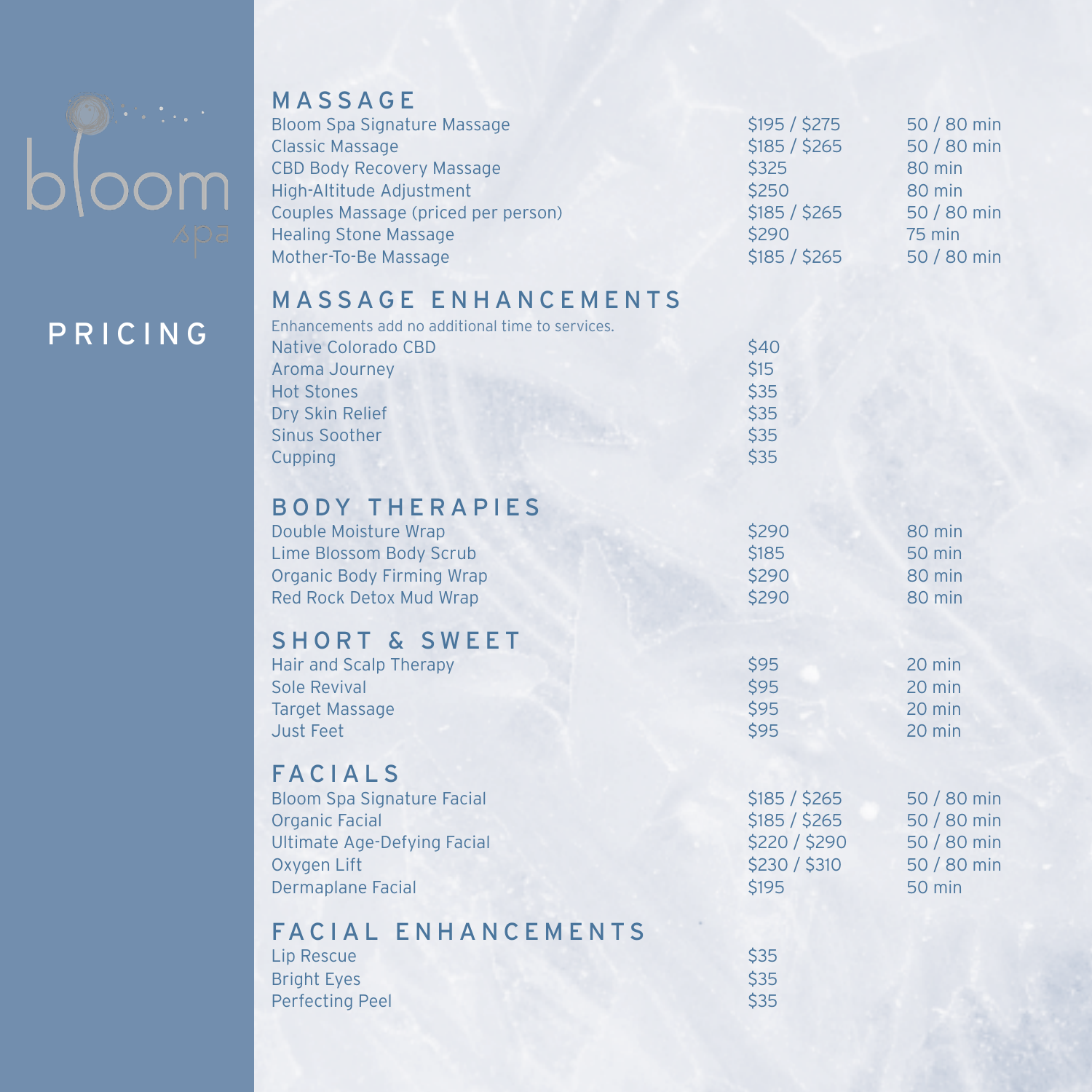bloom spa

# PRICING

## MASSAGE

| | | |
|---|---|---|
| Bloom Spa Signature Massage | $195 / $275 | 50 / 80 min |
| Classic Massage | $185 / $265 | 50 / 80 min |
| CBD Body Recovery Massage | $325 | 80 min |
| High-Altitude Adjustment | $250 | 80 min |
| Couples Massage (priced per person) | $185 / $265 | 50 / 80 min |
| Healing Stone Massage | $290 | 75 min |
| Mother-To-Be Massage | $185 / $265 | 50 / 80 min |

## MASSAGE ENHANCEMENTS

Enhancements add no additional time to services.

| | |
|---|---|
| Native Colorado CBD | $40 |
| Aroma Journey | $15 |
| Hot Stones | $35 |
| Dry Skin Relief | $35 |
| Sinus Soother | $35 |
| Cupping | $35 |

## BODY THERAPIES

| | | |
|---|---|---|
| Double Moisture Wrap | $290 | 80 min |
| Lime Blossom Body Scrub | $185 | 50 min |
| Organic Body Firming Wrap | $290 | 80 min |
| Red Rock Detox Mud Wrap | $290 | 80 min |

## SHORT & SWEET

| | | |
|---|---|---|
| Hair and Scalp Therapy | $95 | 20 min |
| Sole Revival | $95 | 20 min |
| Target Massage | $95 | 20 min |
| Just Feet | $95 | 20 min |

## FACIALS

| | | |
|---|---|---|
| Bloom Spa Signature Facial | $185 / $265 | 50 / 80 min |
| Organic Facial | $185 / $265 | 50 / 80 min |
| Ultimate Age-Defying Facial | $220 / $290 | 50 / 80 min |
| Oxygen Lift | $230 / $310 | 50 / 80 min |
| Dermaplane Facial | $195 | 50 min |

## FACIAL ENHANCEMENTS

| | |
|---|---|
| Lip Rescue | $35 |
| Bright Eyes | $35 |
| Perfecting Peel | $35 |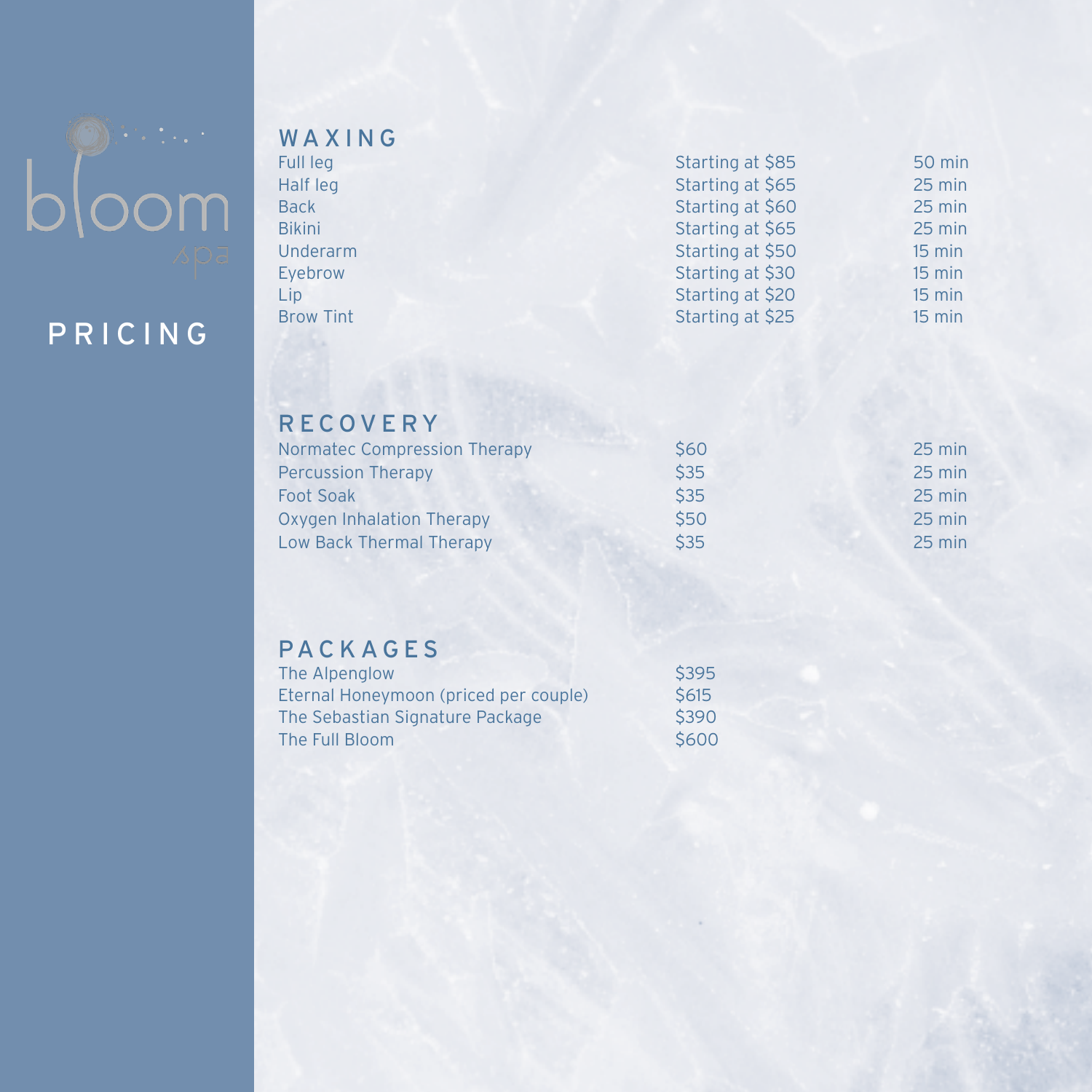bloom spa

# PRICING

## WAXING

| | | |
|---|---|---|
| Full leg | Starting at $85 | 50 min |
| Half leg | Starting at $65 | 25 min |
| Back | Starting at $60 | 25 min |
| Bikini | Starting at $65 | 25 min |
| Underarm | Starting at $50 | 15 min |
| Eyebrow | Starting at $30 | 15 min |
| Lip | Starting at $20 | 15 min |
| Brow Tint | Starting at $25 | 15 min |

## RECOVERY

| | | |
|---|---|---|
| Normatec Compression Therapy | $60 | 25 min |
| Percussion Therapy | $35 | 25 min |
| Foot Soak | $35 | 25 min |
| Oxygen Inhalation Therapy | $50 | 25 min |
| Low Back Thermal Therapy | $35 | 25 min |

## PACKAGES

| | |
|---|---|
| The Alpenglow | $395 |
| Eternal Honeymoon (priced per couple) | $615 |
| The Sebastian Signature Package | $390 |
| The Full Bloom | $600 |